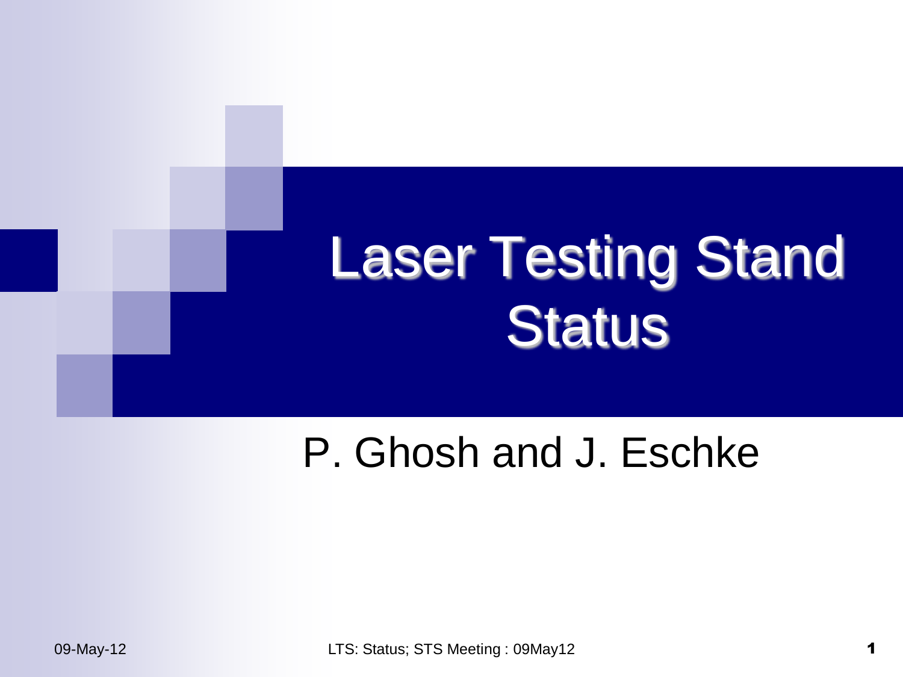# Laser Testing Stand Status

P. Ghosh and J. Eschke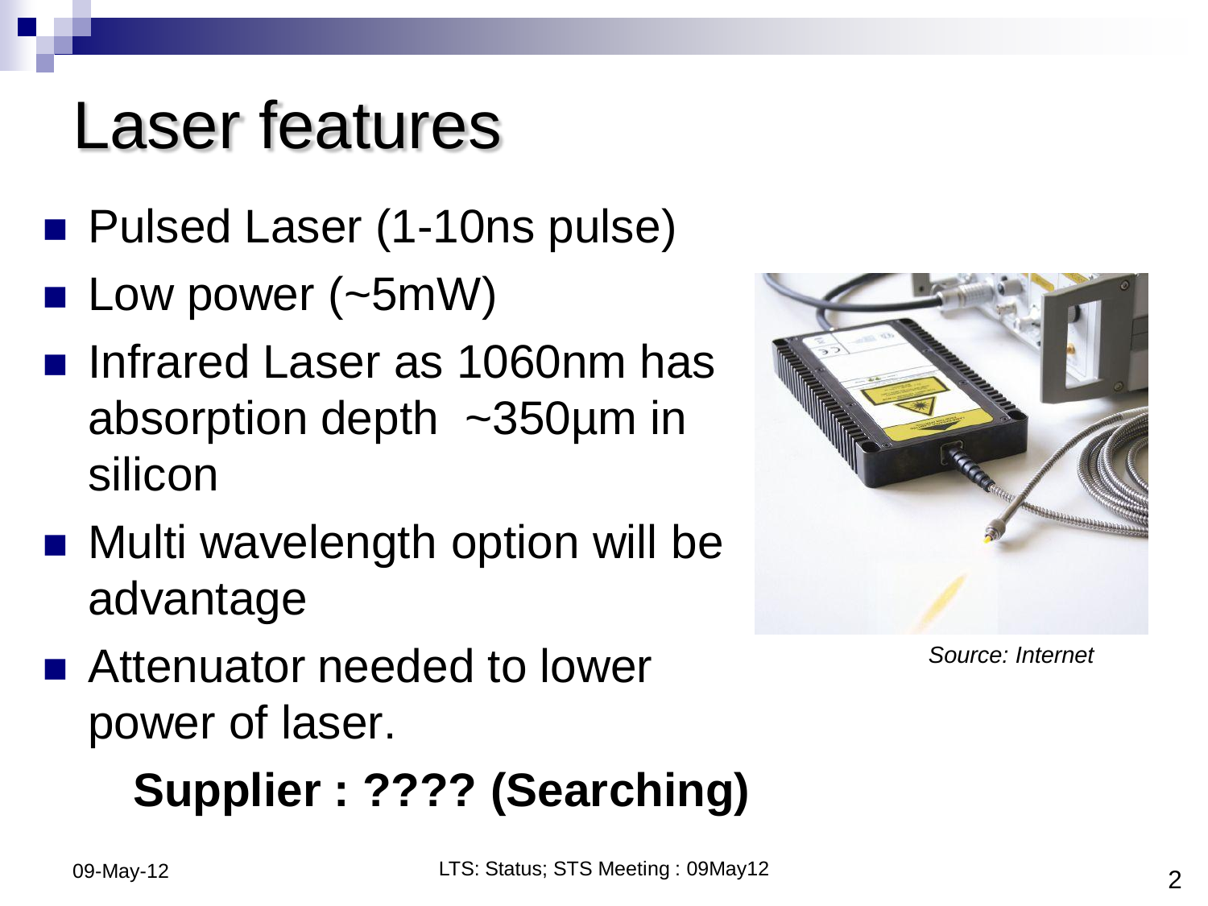# Laser features

- Pulsed Laser (1-10ns pulse)
- Low power (~5mW)
- Infrared Laser as 1060nm has absorption depth ~350µm in silicon
- Multi wavelength option will be advantage
- Attenuator needed to lower power of laser.

*Source: Internet*

**Supplier : ???? (Searching)**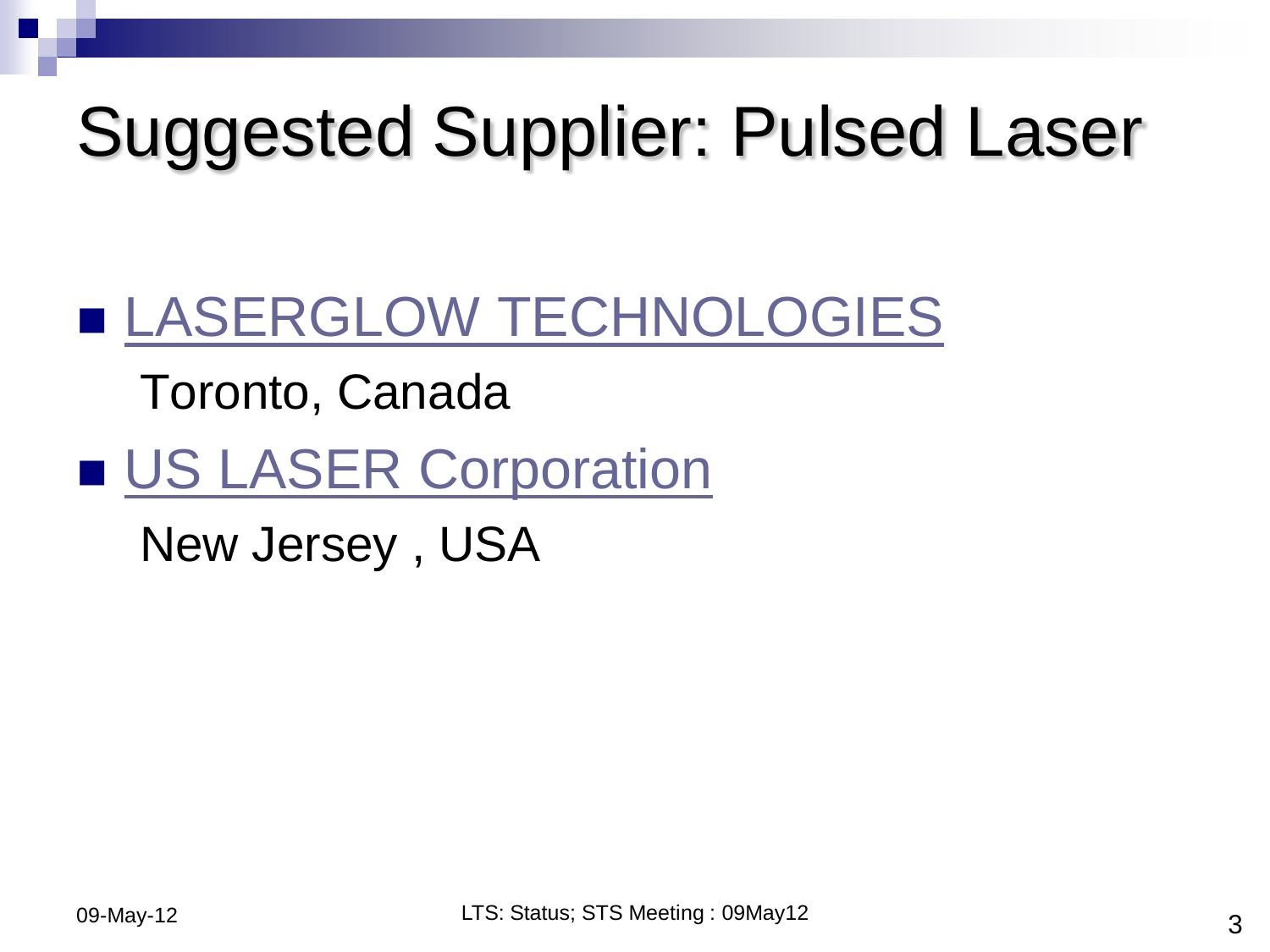# Suggested Supplier: Pulsed Laser

- LASERGLOW TECHNOLOGIES

  Toronto, Canada

- US LASER Corporation

  New Jersey , USA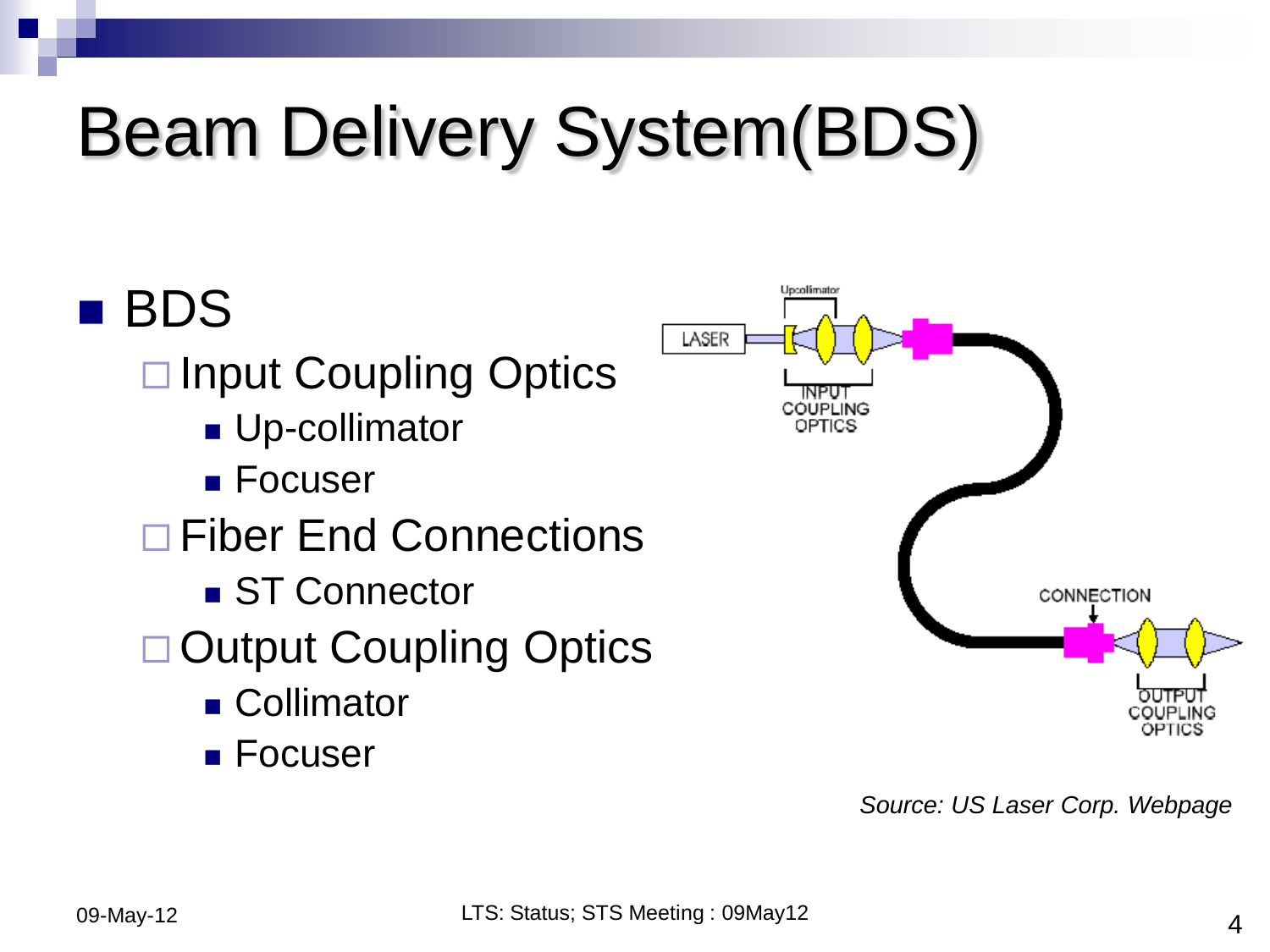# Beam Delivery System(BDS)

- BDS
  - Input Coupling Optics
    - Up-collimator
    - Focuser
  - Fiber End Connections
    - ST Connector
  - Output Coupling Optics
    - Collimator
    - Focuser

*Source: US Laser Corp. Webpage*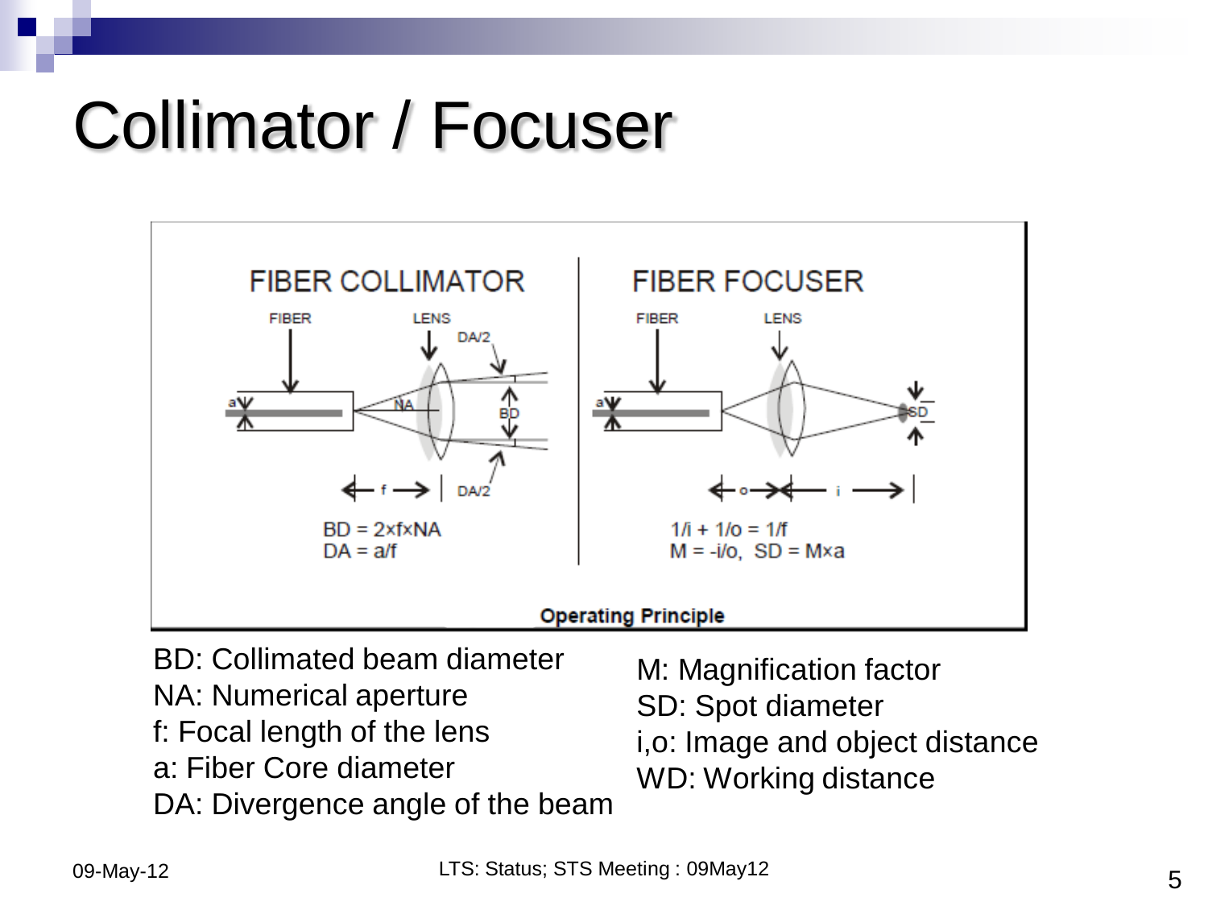# Collimator / Focuser

FIBER COLLIMATOR

$BD = 2 \times f \times NA$
$DA = a/f$

FIBER FOCUSER

$1/i + 1/o = 1/f$
$M = -i/o$, $SD = M \times a$

**Operating Principle**

BD: Collimated beam diameter
NA: Numerical aperture
f: Focal length of the lens
a: Fiber Core diameter
DA: Divergence angle of the beam

M: Magnification factor
SD: Spot diameter
i,o: Image and object distance
WD: Working distance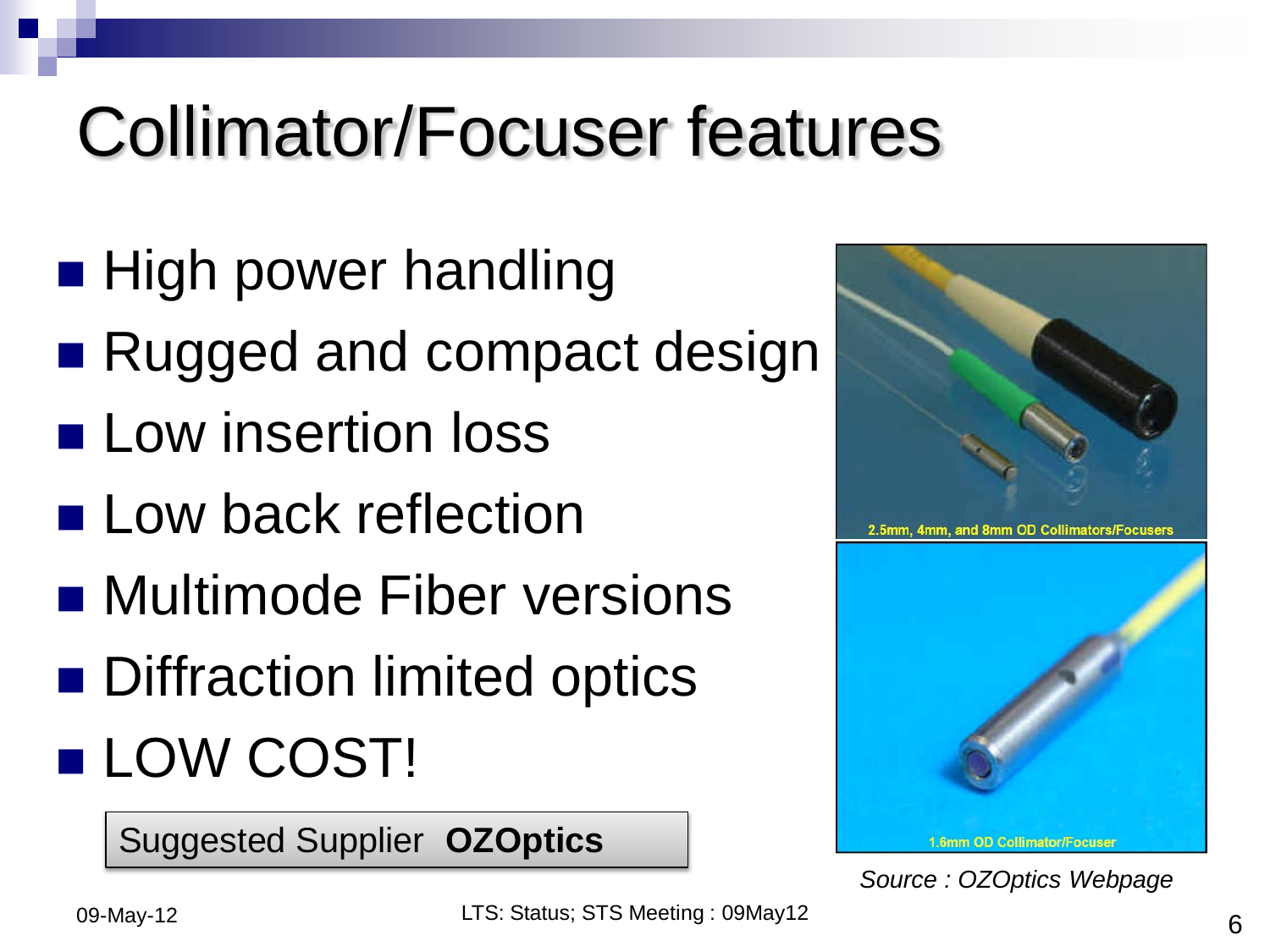# Collimator/Focuser features

- High power handling
- Rugged and compact design
- Low insertion loss
- Low back reflection
- Multimode Fiber versions
- Diffraction limited optics
- LOW COST!

Suggested Supplier **OZOptics**

2.5mm, 4mm, and 8mm OD Collimators/Focusers

1.6mm OD Collimator/Focuser

*Source : OZOptics Webpage*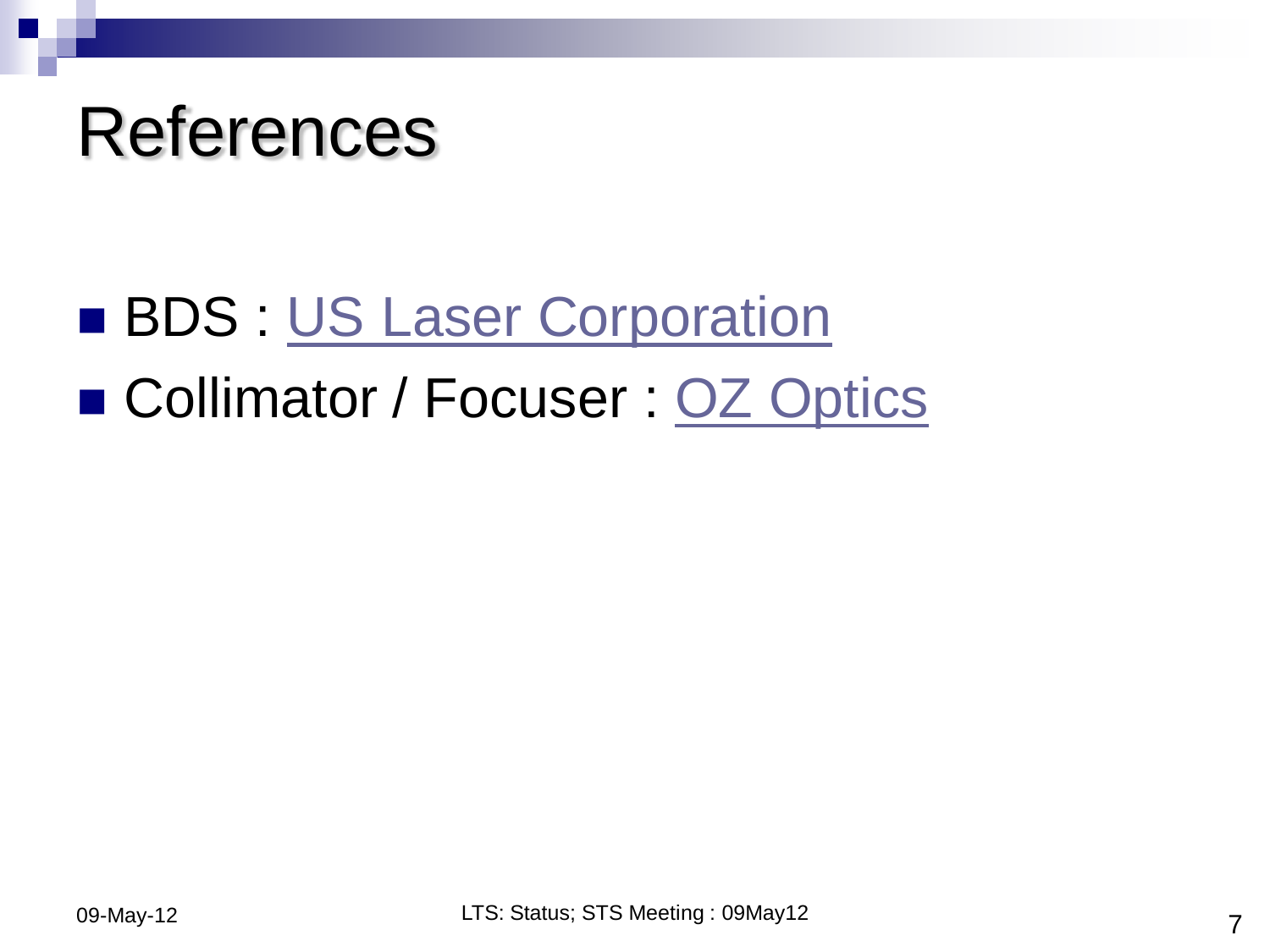# References

- BDS : US Laser Corporation
- Collimator / Focuser : OZ Optics